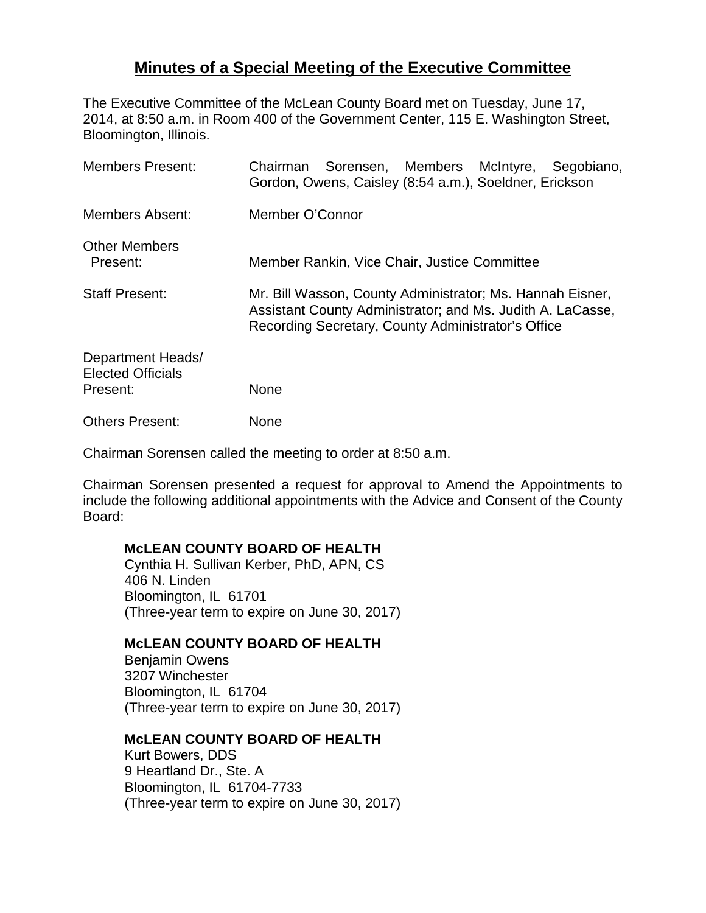# Minutes of a Special Meeting of the Executive Committee

The Executive Committee of the McLean County Board met on Tuesday, June 17, 2014, at 8:50 a.m. in Room 400 of the Government Center, 115 E. Washington Street, Bloomington, Illinois.

| | |
|---|---|
| Members Present: | Chairman Sorensen, Members McIntyre, Segobiano, Gordon, Owens, Caisley (8:54 a.m.), Soeldner, Erickson |
| Members Absent: | Member O'Connor |
| Other Members Present: | Member Rankin, Vice Chair, Justice Committee |
| Staff Present: | Mr. Bill Wasson, County Administrator; Ms. Hannah Eisner, Assistant County Administrator; and Ms. Judith A. LaCasse, Recording Secretary, County Administrator's Office |
| Department Heads/ Elected Officials Present: | None |
| Others Present: | None |

Chairman Sorensen called the meeting to order at 8:50 a.m.

Chairman Sorensen presented a request for approval to Amend the Appointments to include the following additional appointments with the Advice and Consent of the County Board:

**McLEAN COUNTY BOARD OF HEALTH**
Cynthia H. Sullivan Kerber, PhD, APN, CS
406 N. Linden
Bloomington, IL 61701
(Three-year term to expire on June 30, 2017)

**McLEAN COUNTY BOARD OF HEALTH**
Benjamin Owens
3207 Winchester
Bloomington, IL 61704
(Three-year term to expire on June 30, 2017)

**McLEAN COUNTY BOARD OF HEALTH**
Kurt Bowers, DDS
9 Heartland Dr., Ste. A
Bloomington, IL 61704-7733
(Three-year term to expire on June 30, 2017)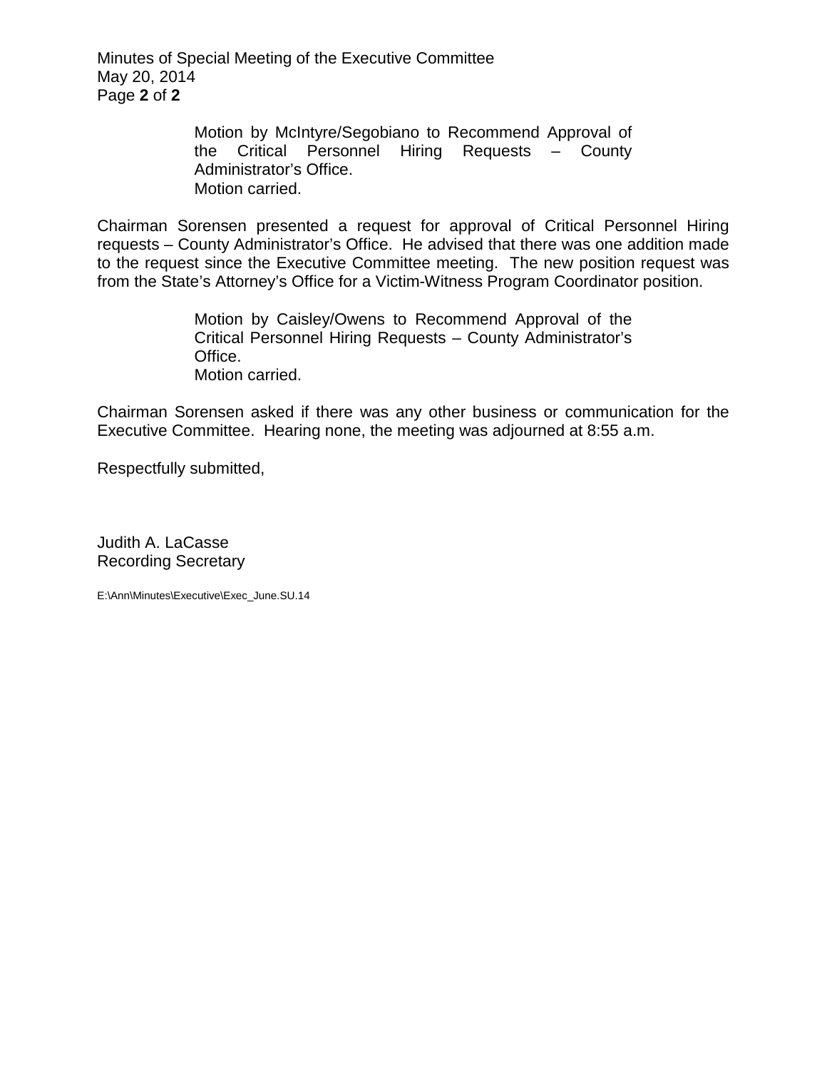> Motion by McIntyre/Segobiano to Recommend Approval of the Critical Personnel Hiring Requests – County Administrator's Office.
> Motion carried.

Chairman Sorensen presented a request for approval of Critical Personnel Hiring requests – County Administrator's Office. He advised that there was one addition made to the request since the Executive Committee meeting. The new position request was from the State's Attorney's Office for a Victim-Witness Program Coordinator position.

> Motion by Caisley/Owens to Recommend Approval of the Critical Personnel Hiring Requests – County Administrator's Office.
> Motion carried.

Chairman Sorensen asked if there was any other business or communication for the Executive Committee. Hearing none, the meeting was adjourned at 8:55 a.m.

Respectfully submitted,

Judith A. LaCasse
Recording Secretary

E:\Ann\Minutes\Executive\Exec_June.SU.14